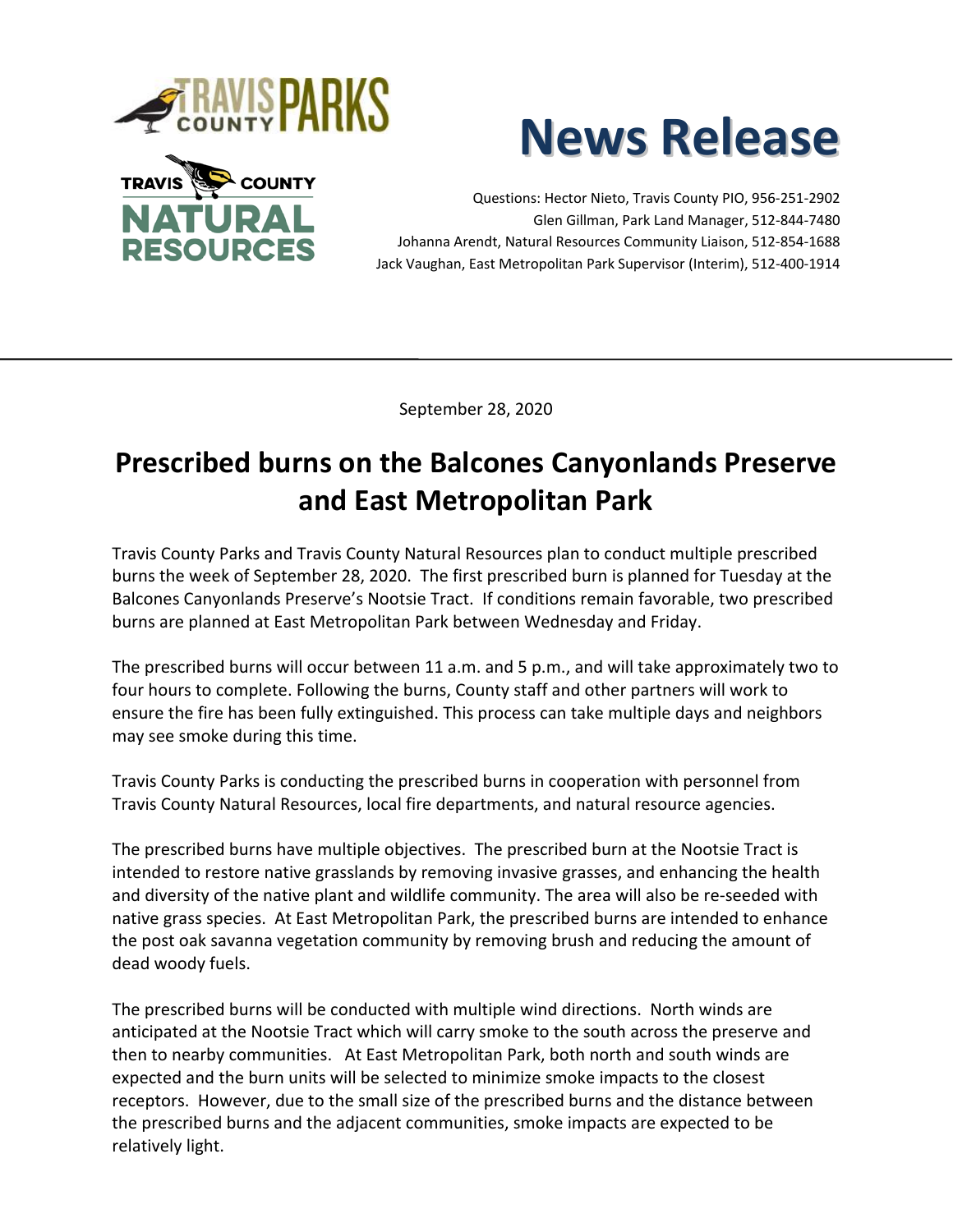TRAVIS COUNTY PARKS

TRAVIS COUNTY NATURAL RESOURCES

# News Release

Questions: Hector Nieto, Travis County PIO, 956-251-2902
Glen Gillman, Park Land Manager, 512-844-7480
Johanna Arendt, Natural Resources Community Liaison, 512-854-1688
Jack Vaughan, East Metropolitan Park Supervisor (Interim), 512-400-1914

---

September 28, 2020

## Prescribed burns on the Balcones Canyonlands Preserve and East Metropolitan Park

Travis County Parks and Travis County Natural Resources plan to conduct multiple prescribed burns the week of September 28, 2020. The first prescribed burn is planned for Tuesday at the Balcones Canyonlands Preserve's Nootsie Tract. If conditions remain favorable, two prescribed burns are planned at East Metropolitan Park between Wednesday and Friday.

The prescribed burns will occur between 11 a.m. and 5 p.m., and will take approximately two to four hours to complete. Following the burns, County staff and other partners will work to ensure the fire has been fully extinguished. This process can take multiple days and neighbors may see smoke during this time.

Travis County Parks is conducting the prescribed burns in cooperation with personnel from Travis County Natural Resources, local fire departments, and natural resource agencies.

The prescribed burns have multiple objectives. The prescribed burn at the Nootsie Tract is intended to restore native grasslands by removing invasive grasses, and enhancing the health and diversity of the native plant and wildlife community. The area will also be re-seeded with native grass species. At East Metropolitan Park, the prescribed burns are intended to enhance the post oak savanna vegetation community by removing brush and reducing the amount of dead woody fuels.

The prescribed burns will be conducted with multiple wind directions. North winds are anticipated at the Nootsie Tract which will carry smoke to the south across the preserve and then to nearby communities. At East Metropolitan Park, both north and south winds are expected and the burn units will be selected to minimize smoke impacts to the closest receptors. However, due to the small size of the prescribed burns and the distance between the prescribed burns and the adjacent communities, smoke impacts are expected to be relatively light.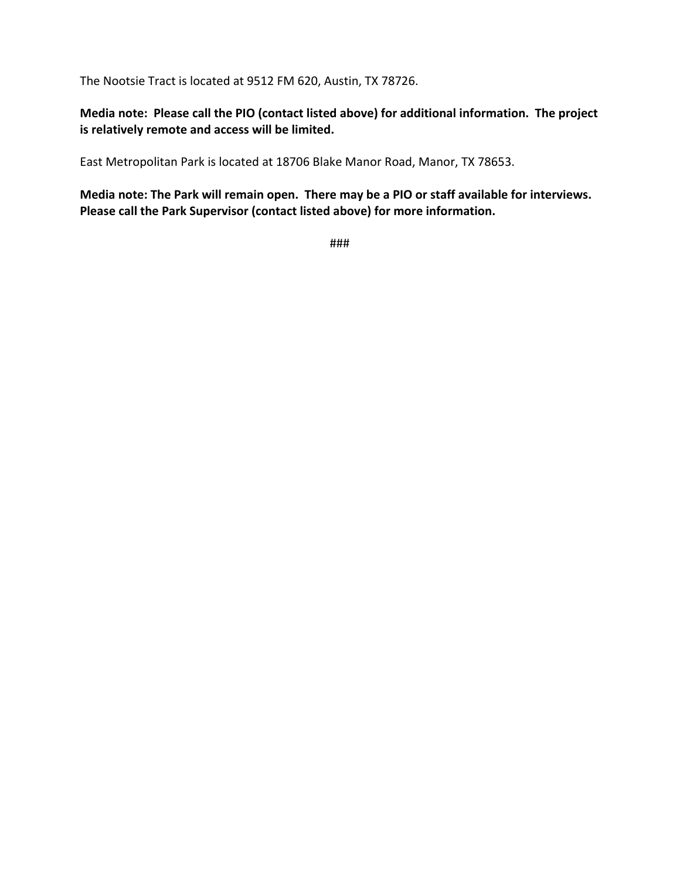The Nootsie Tract is located at 9512 FM 620, Austin, TX 78726.

**Media note: Please call the PIO (contact listed above) for additional information. The project is relatively remote and access will be limited.**

East Metropolitan Park is located at 18706 Blake Manor Road, Manor, TX 78653.

**Media note: The Park will remain open. There may be a PIO or staff available for interviews. Please call the Park Supervisor (contact listed above) for more information.**

###